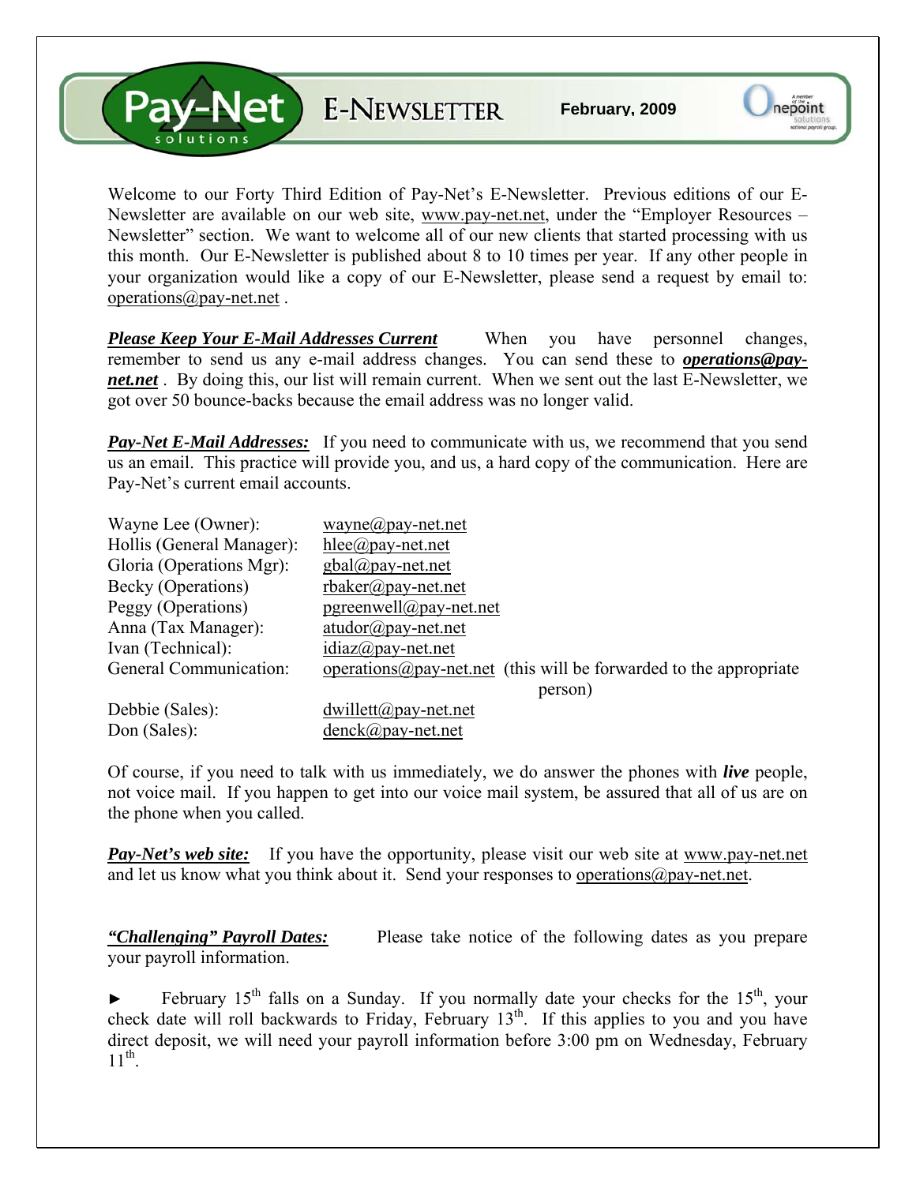# Pay-Net solutions E-NEWSLETTER

**February, 2009**

Welcome to our Forty Third Edition of Pay-Net's E-Newsletter. Previous editions of our E-Newsletter are available on our web site, www.pay-net.net, under the "Employer Resources – Newsletter" section. We want to welcome all of our new clients that started processing with us this month. Our E-Newsletter is published about 8 to 10 times per year. If any other people in your organization would like a copy of our E-Newsletter, please send a request by email to: operations@pay-net.net .

***Please Keep Your E-Mail Addresses Current*** When you have personnel changes, remember to send us any e-mail address changes. You can send these to ***operations@pay-net.net*** . By doing this, our list will remain current. When we sent out the last E-Newsletter, we got over 50 bounce-backs because the email address was no longer valid.

***Pay-Net E-Mail Addresses:*** If you need to communicate with us, we recommend that you send us an email. This practice will provide you, and us, a hard copy of the communication. Here are Pay-Net's current email accounts.

| | |
|---|---|
| Wayne Lee (Owner): | wayne@pay-net.net |
| Hollis (General Manager): | hlee@pay-net.net |
| Gloria (Operations Mgr): | gbal@pay-net.net |
| Becky (Operations) | rbaker@pay-net.net |
| Peggy (Operations) | pgreenwell@pay-net.net |
| Anna (Tax Manager): | atudor@pay-net.net |
| Ivan (Technical): | idiaz@pay-net.net |
| General Communication: | operations@pay-net.net (this will be forwarded to the appropriate person) |
| Debbie (Sales): | dwillett@pay-net.net |
| Don (Sales): | denck@pay-net.net |

Of course, if you need to talk with us immediately, we do answer the phones with ***live*** people, not voice mail. If you happen to get into our voice mail system, be assured that all of us are on the phone when you called.

***Pay-Net's web site:*** If you have the opportunity, please visit our web site at www.pay-net.net and let us know what you think about it. Send your responses to operations@pay-net.net.

***"Challenging" Payroll Dates:*** Please take notice of the following dates as you prepare your payroll information.

► February 15th falls on a Sunday. If you normally date your checks for the 15th, your check date will roll backwards to Friday, February 13th. If this applies to you and you have direct deposit, we will need your payroll information before 3:00 pm on Wednesday, February 11th.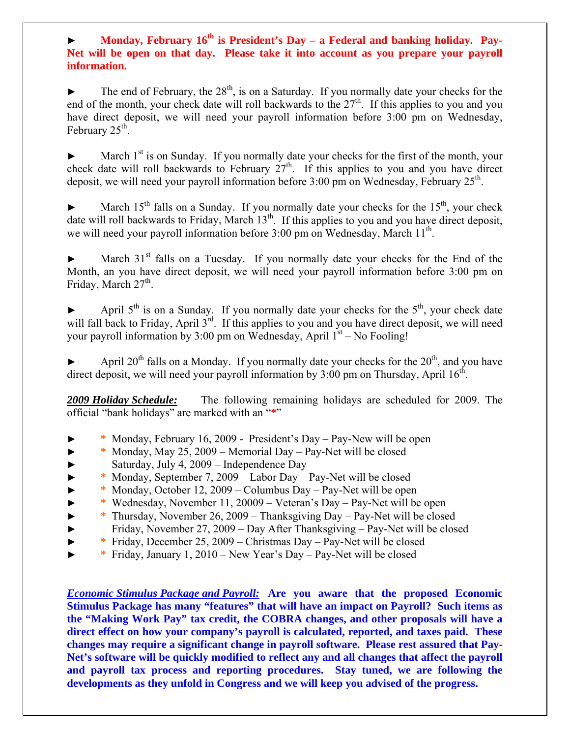► **Monday, February 16th is President's Day – a Federal and banking holiday. Pay-Net will be open on that day. Please take it into account as you prepare your payroll information.**

► The end of February, the 28th, is on a Saturday. If you normally date your checks for the end of the month, your check date will roll backwards to the 27th. If this applies to you and you have direct deposit, we will need your payroll information before 3:00 pm on Wednesday, February 25th.

► March 1st is on Sunday. If you normally date your checks for the first of the month, your check date will roll backwards to February 27th. If this applies to you and you have direct deposit, we will need your payroll information before 3:00 pm on Wednesday, February 25th.

► March 15th falls on a Sunday. If you normally date your checks for the 15th, your check date will roll backwards to Friday, March 13th. If this applies to you and you have direct deposit, we will need your payroll information before 3:00 pm on Wednesday, March 11th.

► March 31st falls on a Tuesday. If you normally date your checks for the End of the Month, an you have direct deposit, we will need your payroll information before 3:00 pm on Friday, March 27th.

► April 5th is on a Sunday. If you normally date your checks for the 5th, your check date will fall back to Friday, April 3rd. If this applies to you and you have direct deposit, we will need your payroll information by 3:00 pm on Wednesday, April 1st – No Fooling!

► April 20th falls on a Monday. If you normally date your checks for the 20th, and you have direct deposit, we will need your payroll information by 3:00 pm on Thursday, April 16th.

***2009 Holiday Schedule:*** The following remaining holidays are scheduled for 2009. The official "bank holidays" are marked with an "*"

- \* Monday, February 16, 2009 - President's Day – Pay-New will be open
- \* Monday, May 25, 2009 – Memorial Day – Pay-Net will be closed
- Saturday, July 4, 2009 – Independence Day
- \* Monday, September 7, 2009 – Labor Day – Pay-Net will be closed
- \* Monday, October 12, 2009 – Columbus Day – Pay-Net will be open
- \* Wednesday, November 11, 20009 – Veteran's Day – Pay-Net will be open
- \* Thursday, November 26, 2009 – Thanksgiving Day – Pay-Net will be closed
- Friday, November 27, 2009 – Day After Thanksgiving – Pay-Net will be closed
- \* Friday, December 25, 2009 – Christmas Day – Pay-Net will be closed
- \* Friday, January 1, 2010 – New Year's Day – Pay-Net will be closed

***Economic Stimulus Package and Payroll:*** **Are you aware that the proposed Economic Stimulus Package has many "features" that will have an impact on Payroll? Such items as the "Making Work Pay" tax credit, the COBRA changes, and other proposals will have a direct effect on how your company's payroll is calculated, reported, and taxes paid. These changes may require a significant change in payroll software. Please rest assured that Pay-Net's software will be quickly modified to reflect any and all changes that affect the payroll and payroll tax process and reporting procedures. Stay tuned, we are following the developments as they unfold in Congress and we will keep you advised of the progress.**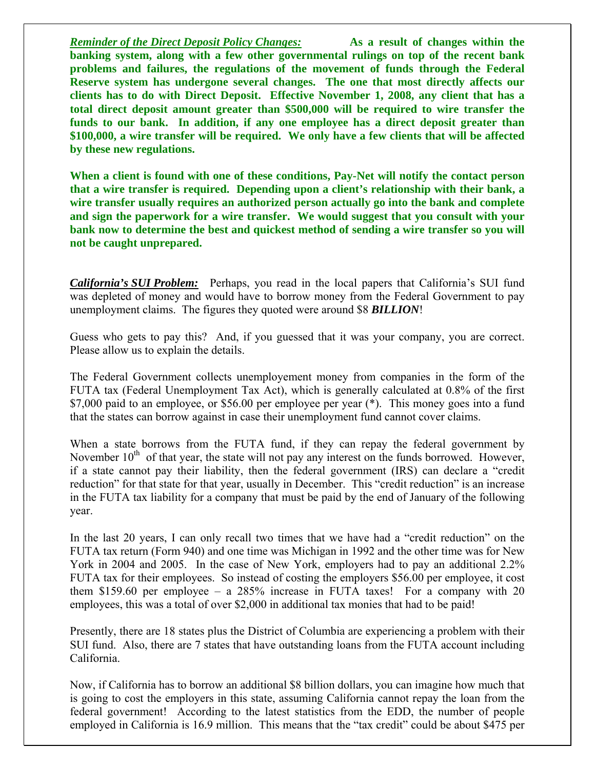***Reminder of the Direct Deposit Policy Changes:*** **As a result of changes within the banking system, along with a few other governmental rulings on top of the recent bank problems and failures, the regulations of the movement of funds through the Federal Reserve system has undergone several changes. The one that most directly affects our clients has to do with Direct Deposit. Effective November 1, 2008, any client that has a total direct deposit amount greater than $500,000 will be required to wire transfer the funds to our bank. In addition, if any one employee has a direct deposit greater than $100,000, a wire transfer will be required. We only have a few clients that will be affected by these new regulations.**

**When a client is found with one of these conditions, Pay-Net will notify the contact person that a wire transfer is required. Depending upon a client's relationship with their bank, a wire transfer usually requires an authorized person actually go into the bank and complete and sign the paperwork for a wire transfer. We would suggest that you consult with your bank now to determine the best and quickest method of sending a wire transfer so you will not be caught unprepared.**

***California's SUI Problem:*** Perhaps, you read in the local papers that California's SUI fund was depleted of money and would have to borrow money from the Federal Government to pay unemployment claims. The figures they quoted were around $8 ***BILLION***!

Guess who gets to pay this? And, if you guessed that it was your company, you are correct. Please allow us to explain the details.

The Federal Government collects unemployement money from companies in the form of the FUTA tax (Federal Unemployment Tax Act), which is generally calculated at 0.8% of the first $7,000 paid to an employee, or $56.00 per employee per year (*). This money goes into a fund that the states can borrow against in case their unemployment fund cannot cover claims.

When a state borrows from the FUTA fund, if they can repay the federal government by November 10th of that year, the state will not pay any interest on the funds borrowed. However, if a state cannot pay their liability, then the federal government (IRS) can declare a "credit reduction" for that state for that year, usually in December. This "credit reduction" is an increase in the FUTA tax liability for a company that must be paid by the end of January of the following year.

In the last 20 years, I can only recall two times that we have had a "credit reduction" on the FUTA tax return (Form 940) and one time was Michigan in 1992 and the other time was for New York in 2004 and 2005. In the case of New York, employers had to pay an additional 2.2% FUTA tax for their employees. So instead of costing the employers $56.00 per employee, it cost them $159.60 per employee – a 285% increase in FUTA taxes! For a company with 20 employees, this was a total of over $2,000 in additional tax monies that had to be paid!

Presently, there are 18 states plus the District of Columbia are experiencing a problem with their SUI fund. Also, there are 7 states that have outstanding loans from the FUTA account including California.

Now, if California has to borrow an additional $8 billion dollars, you can imagine how much that is going to cost the employers in this state, assuming California cannot repay the loan from the federal government! According to the latest statistics from the EDD, the number of people employed in California is 16.9 million. This means that the "tax credit" could be about $475 per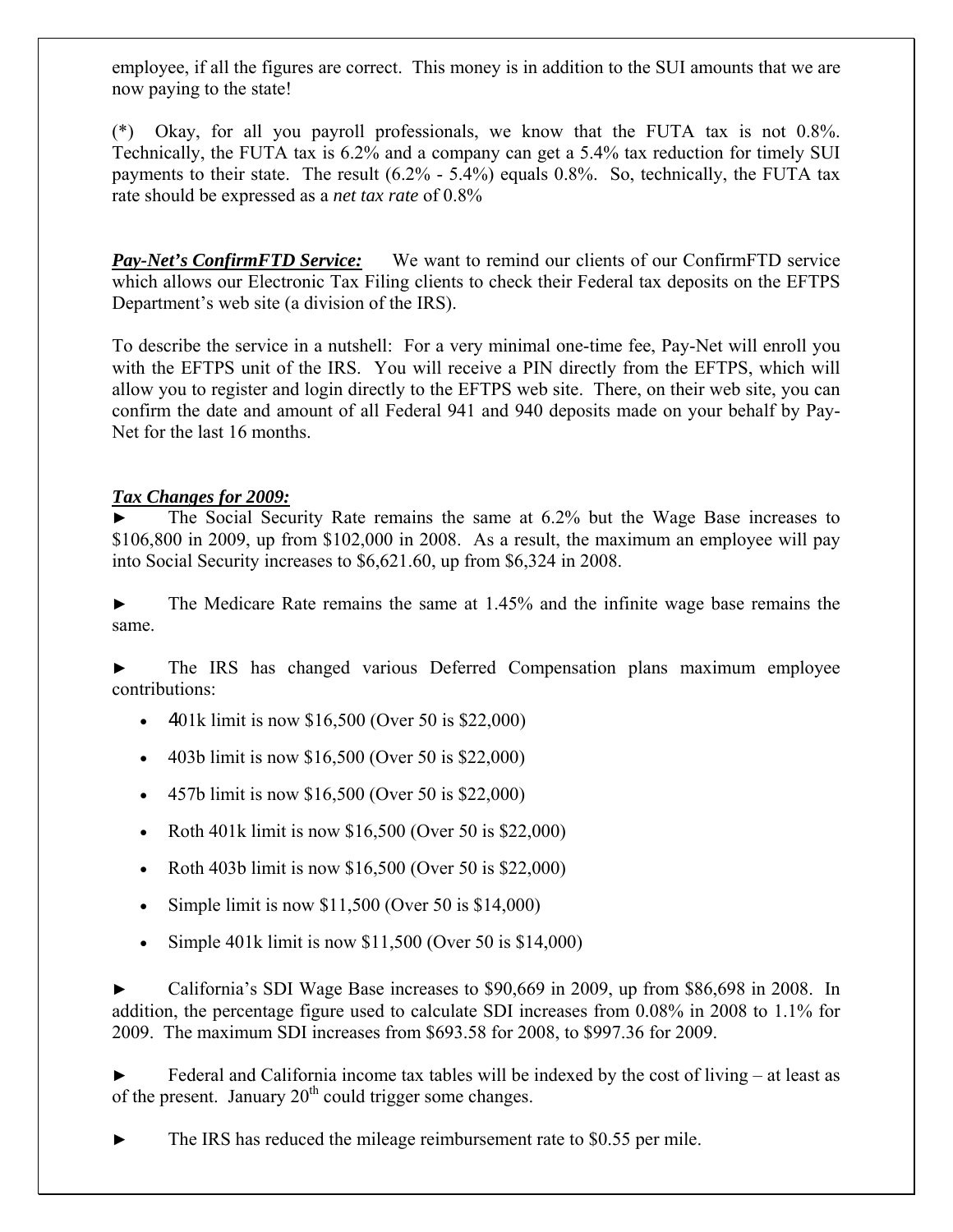employee, if all the figures are correct. This money is in addition to the SUI amounts that we are now paying to the state!

(*) Okay, for all you payroll professionals, we know that the FUTA tax is not 0.8%. Technically, the FUTA tax is 6.2% and a company can get a 5.4% tax reduction for timely SUI payments to their state. The result (6.2% - 5.4%) equals 0.8%. So, technically, the FUTA tax rate should be expressed as a *net tax rate* of 0.8%

***Pay-Net's ConfirmFTD Service:*** We want to remind our clients of our ConfirmFTD service which allows our Electronic Tax Filing clients to check their Federal tax deposits on the EFTPS Department's web site (a division of the IRS).

To describe the service in a nutshell: For a very minimal one-time fee, Pay-Net will enroll you with the EFTPS unit of the IRS. You will receive a PIN directly from the EFTPS, which will allow you to register and login directly to the EFTPS web site. There, on their web site, you can confirm the date and amount of all Federal 941 and 940 deposits made on your behalf by Pay-Net for the last 16 months.

***Tax Changes for 2009:***

► The Social Security Rate remains the same at 6.2% but the Wage Base increases to $106,800 in 2009, up from $102,000 in 2008. As a result, the maximum an employee will pay into Social Security increases to $6,621.60, up from $6,324 in 2008.

► The Medicare Rate remains the same at 1.45% and the infinite wage base remains the same.

► The IRS has changed various Deferred Compensation plans maximum employee contributions:

- 401k limit is now $16,500 (Over 50 is $22,000)
- 403b limit is now $16,500 (Over 50 is $22,000)
- 457b limit is now $16,500 (Over 50 is $22,000)
- Roth 401k limit is now $16,500 (Over 50 is $22,000)
- Roth 403b limit is now $16,500 (Over 50 is $22,000)
- Simple limit is now $11,500 (Over 50 is $14,000)
- Simple 401k limit is now $11,500 (Over 50 is $14,000)

► California's SDI Wage Base increases to $90,669 in 2009, up from $86,698 in 2008. In addition, the percentage figure used to calculate SDI increases from 0.08% in 2008 to 1.1% for 2009. The maximum SDI increases from $693.58 for 2008, to $997.36 for 2009.

► Federal and California income tax tables will be indexed by the cost of living – at least as of the present. January 20th could trigger some changes.

► The IRS has reduced the mileage reimbursement rate to $0.55 per mile.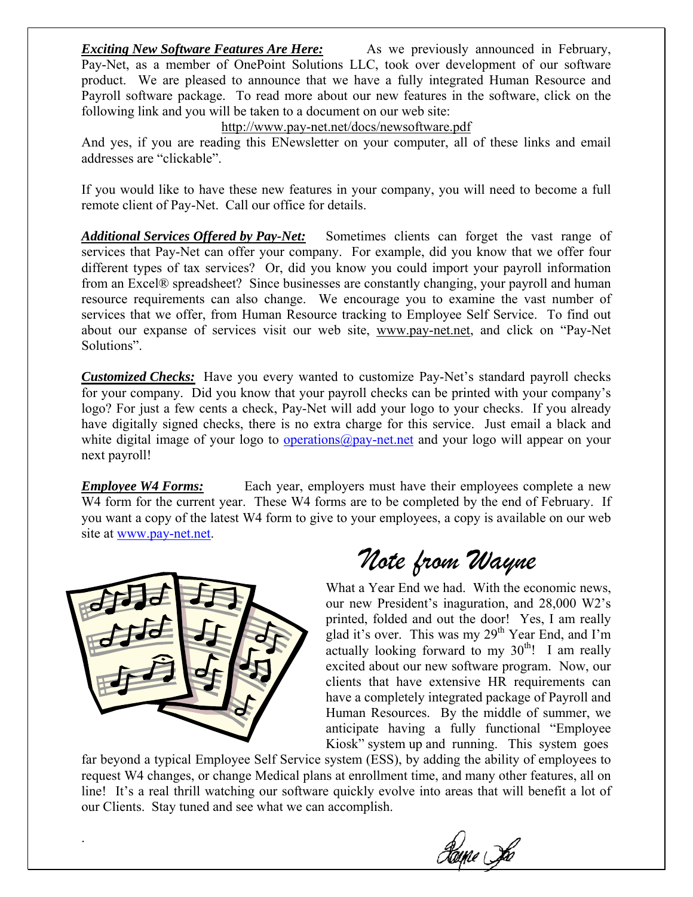***Exciting New Software Features Are Here:*** As we previously announced in February, Pay-Net, as a member of OnePoint Solutions LLC, took over development of our software product. We are pleased to announce that we have a fully integrated Human Resource and Payroll software package. To read more about our new features in the software, click on the following link and you will be taken to a document on our web site:

http://www.pay-net.net/docs/newsoftware.pdf

And yes, if you are reading this ENewsletter on your computer, all of these links and email addresses are "clickable".

If you would like to have these new features in your company, you will need to become a full remote client of Pay-Net. Call our office for details.

***Additional Services Offered by Pay-Net:*** Sometimes clients can forget the vast range of services that Pay-Net can offer your company. For example, did you know that we offer four different types of tax services? Or, did you know you could import your payroll information from an Excel® spreadsheet? Since businesses are constantly changing, your payroll and human resource requirements can also change. We encourage you to examine the vast number of services that we offer, from Human Resource tracking to Employee Self Service. To find out about our expanse of services visit our web site, www.pay-net.net, and click on "Pay-Net Solutions".

***Customized Checks:*** Have you every wanted to customize Pay-Net's standard payroll checks for your company. Did you know that your payroll checks can be printed with your company's logo? For just a few cents a check, Pay-Net will add your logo to your checks. If you already have digitally signed checks, there is no extra charge for this service. Just email a black and white digital image of your logo to operations@pay-net.net and your logo will appear on your next payroll!

***Employee W4 Forms:*** Each year, employers must have their employees complete a new W4 form for the current year. These W4 forms are to be completed by the end of February. If you want a copy of the latest W4 form to give to your employees, a copy is available on our web site at www.pay-net.net.

## *Note from Wayne*

What a Year End we had. With the economic news, our new President's inaguration, and 28,000 W2's printed, folded and out the door! Yes, I am really glad it's over. This was my 29th Year End, and I'm actually looking forward to my 30th! I am really excited about our new software program. Now, our clients that have extensive HR requirements can have a completely integrated package of Payroll and Human Resources. By the middle of summer, we anticipate having a fully functional "Employee Kiosk" system up and running. This system goes far beyond a typical Employee Self Service system (ESS), by adding the ability of employees to request W4 changes, or change Medical plans at enrollment time, and many other features, all on line! It's a real thrill watching our software quickly evolve into areas that will benefit a lot of our Clients. Stay tuned and see what we can accomplish.